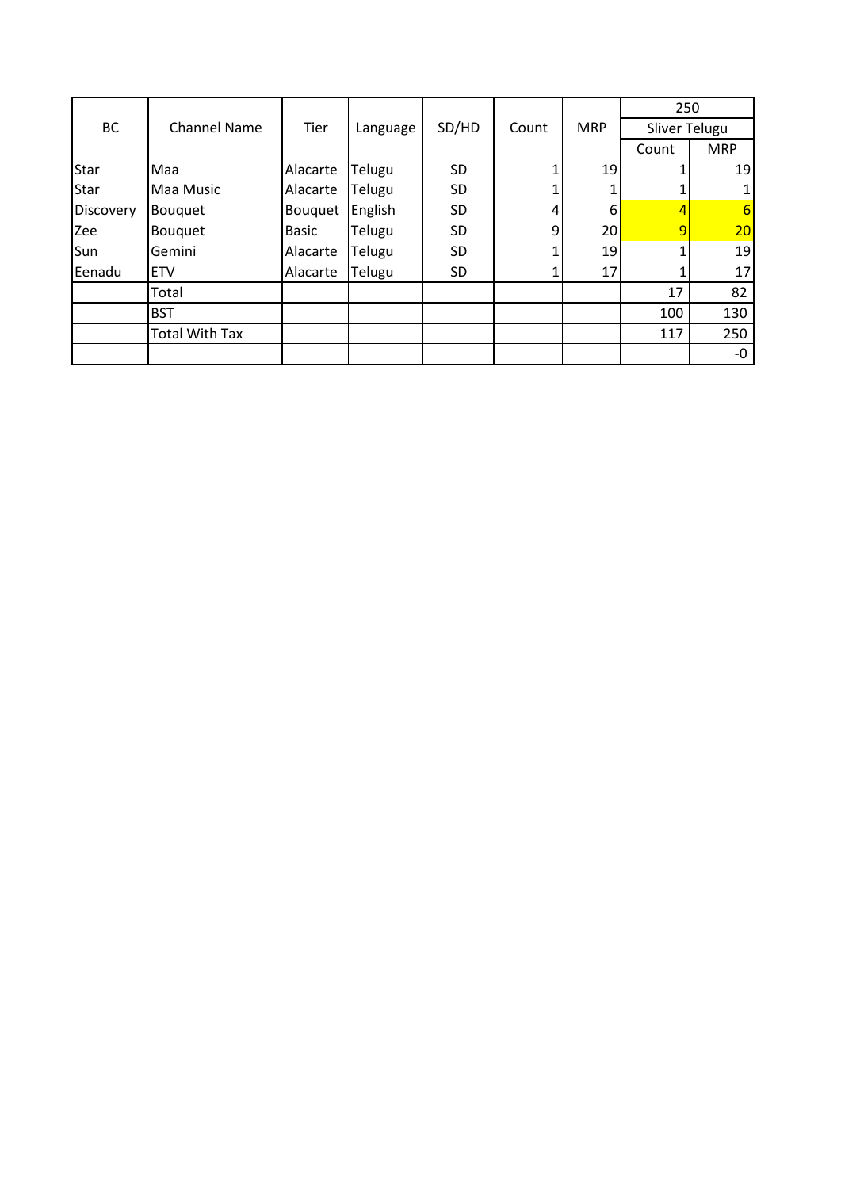| BC | Channel Name | Tier | Language | SD/HD | Count | MRP | 250 | |
|---|---|---|---|---|---|---|---|---|
| | | | | | | | Sliver Telugu | |
| | | | | | | | Count | MRP |
| Star | Maa | Alacarte | Telugu | SD | 1 | 19 | 1 | 19 |
| Star | Maa Music | Alacarte | Telugu | SD | 1 | 1 | 1 | 1 |
| Discovery | Bouquet | Bouquet | English | SD | 4 | 6 | 4 | 6 |
| Zee | Bouquet | Basic | Telugu | SD | 9 | 20 | 9 | 20 |
| Sun | Gemini | Alacarte | Telugu | SD | 1 | 19 | 1 | 19 |
| Eenadu | ETV | Alacarte | Telugu | SD | 1 | 17 | 1 | 17 |
| | Total | | | | | | 17 | 82 |
| | BST | | | | | | 100 | 130 |
| | Total With Tax | | | | | | 117 | 250 |
| | | | | | | | | -0 |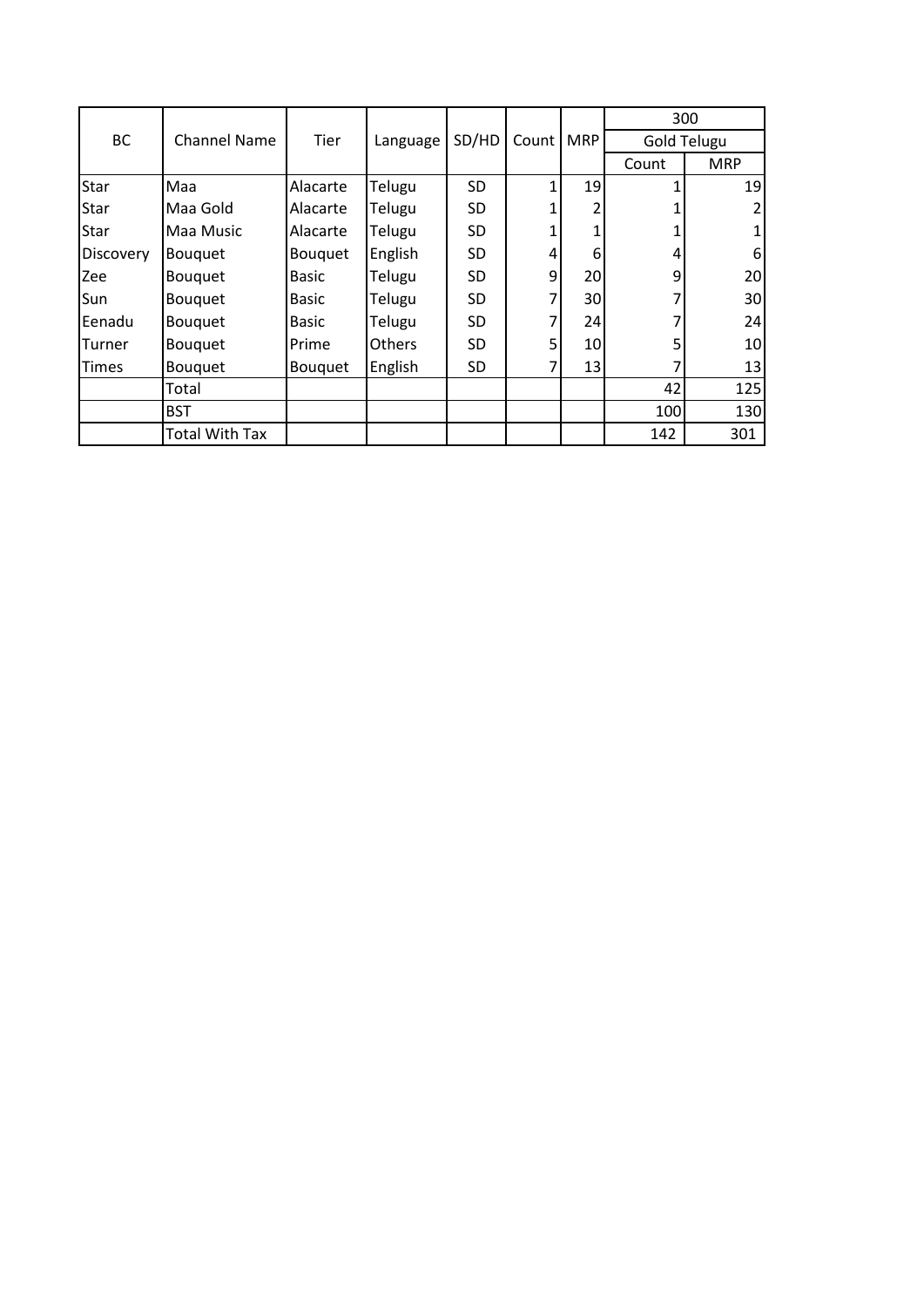| BC | Channel Name | Tier | Language | SD/HD | Count | MRP | 300 | |
|---|---|---|---|---|---|---|---|---|
| | | | | | | | Gold Telugu | |
| | | | | | | | Count | MRP |
| Star | Maa | Alacarte | Telugu | SD | 1 | 19 | 1 | 19 |
| Star | Maa Gold | Alacarte | Telugu | SD | 1 | 2 | 1 | 2 |
| Star | Maa Music | Alacarte | Telugu | SD | 1 | 1 | 1 | 1 |
| Discovery | Bouquet | Bouquet | English | SD | 4 | 6 | 4 | 6 |
| Zee | Bouquet | Basic | Telugu | SD | 9 | 20 | 9 | 20 |
| Sun | Bouquet | Basic | Telugu | SD | 7 | 30 | 7 | 30 |
| Eenadu | Bouquet | Basic | Telugu | SD | 7 | 24 | 7 | 24 |
| Turner | Bouquet | Prime | Others | SD | 5 | 10 | 5 | 10 |
| Times | Bouquet | Bouquet | English | SD | 7 | 13 | 7 | 13 |
| | Total | | | | | | 42 | 125 |
| | BST | | | | | | 100 | 130 |
| | Total With Tax | | | | | | 142 | 301 |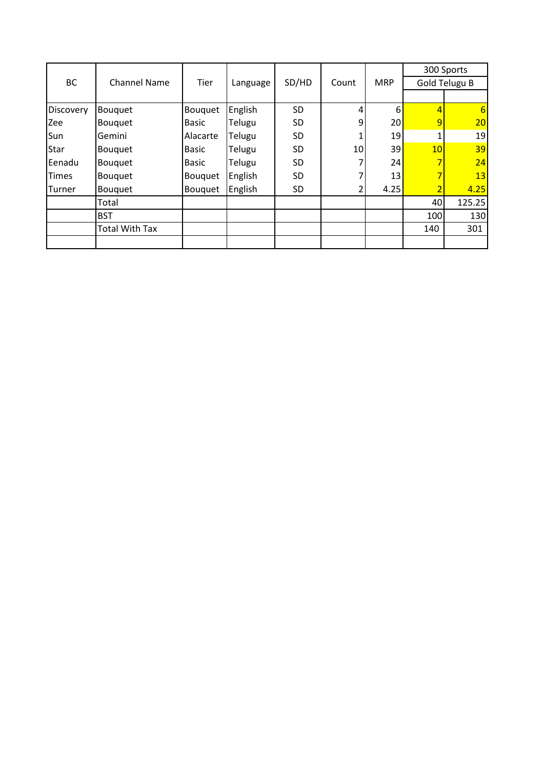| BC | Channel Name | Tier | Language | SD/HD | Count | MRP | 300 Sports | |
|---|---|---|---|---|---|---|---|---|
| | | | | | | | Gold Telugu B | |
| | | | | | | | | |
| Discovery | Bouquet | Bouquet | English | SD | 4 | 6 | 4 | 6 |
| Zee | Bouquet | Basic | Telugu | SD | 9 | 20 | 9 | 20 |
| Sun | Gemini | Alacarte | Telugu | SD | 1 | 19 | 1 | 19 |
| Star | Bouquet | Basic | Telugu | SD | 10 | 39 | 10 | 39 |
| Eenadu | Bouquet | Basic | Telugu | SD | 7 | 24 | 7 | 24 |
| Times | Bouquet | Bouquet | English | SD | 7 | 13 | 7 | 13 |
| Turner | Bouquet | Bouquet | English | SD | 2 | 4.25 | 2 | 4.25 |
| | Total | | | | | | 40 | 125.25 |
| | BST | | | | | | 100 | 130 |
| | Total With Tax | | | | | | 140 | 301 |
| | | | | | | | | |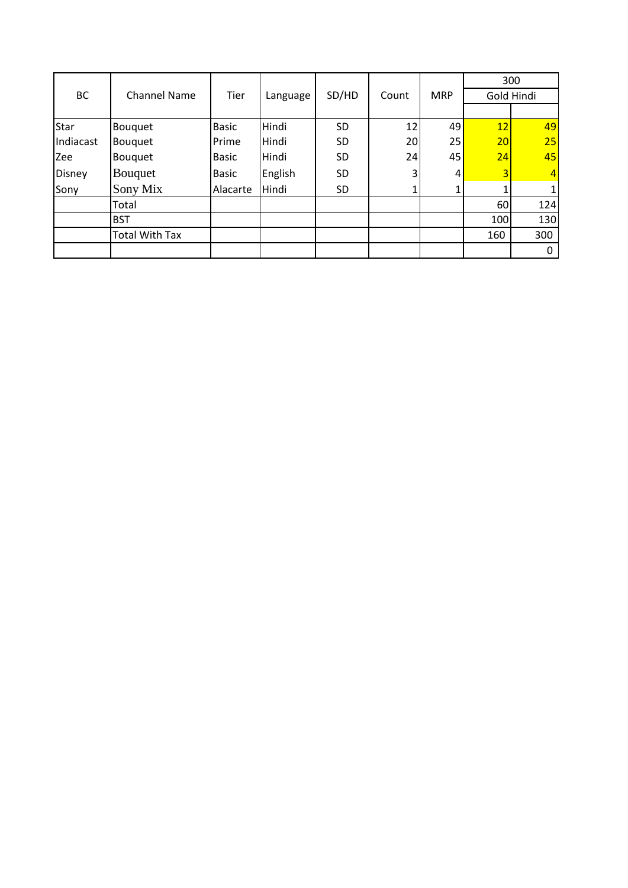| BC | Channel Name | Tier | Language | SD/HD | Count | MRP | 300 | |
|---|---|---|---|---|---|---|---|---|
| | | | | | | | Gold Hindi | |
| | | | | | | | | |
| Star | Bouquet | Basic | Hindi | SD | 12 | 49 | 12 | 49 |
| Indiacast | Bouquet | Prime | Hindi | SD | 20 | 25 | 20 | 25 |
| Zee | Bouquet | Basic | Hindi | SD | 24 | 45 | 24 | 45 |
| Disney | Bouquet | Basic | English | SD | 3 | 4 | 3 | 4 |
| Sony | Sony Mix | Alacarte | Hindi | SD | 1 | 1 | 1 | 1 |
| | Total | | | | | | 60 | 124 |
| | BST | | | | | | 100 | 130 |
| | Total With Tax | | | | | | 160 | 300 |
| | | | | | | | | 0 |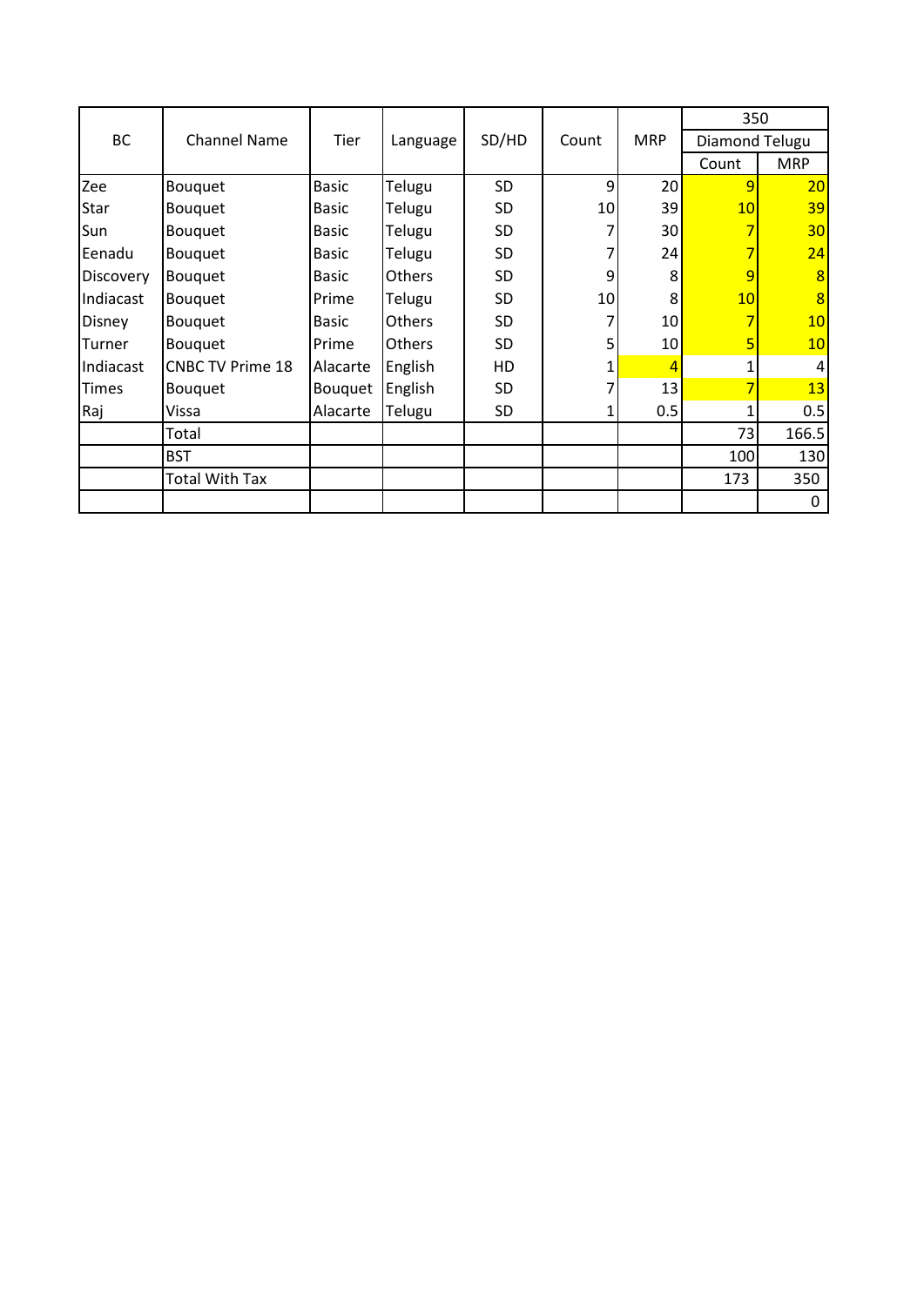| BC | Channel Name | Tier | Language | SD/HD | Count | MRP | 350 | |
|---|---|---|---|---|---|---|---|---|
| | | | | | | | Diamond Telugu | |
| | | | | | | | Count | MRP |
| Zee | Bouquet | Basic | Telugu | SD | 9 | 20 | 9 | 20 |
| Star | Bouquet | Basic | Telugu | SD | 10 | 39 | 10 | 39 |
| Sun | Bouquet | Basic | Telugu | SD | 7 | 30 | 7 | 30 |
| Eenadu | Bouquet | Basic | Telugu | SD | 7 | 24 | 7 | 24 |
| Discovery | Bouquet | Basic | Others | SD | 9 | 8 | 9 | 8 |
| Indiacast | Bouquet | Prime | Telugu | SD | 10 | 8 | 10 | 8 |
| Disney | Bouquet | Basic | Others | SD | 7 | 10 | 7 | 10 |
| Turner | Bouquet | Prime | Others | SD | 5 | 10 | 5 | 10 |
| Indiacast | CNBC TV Prime 18 | Alacarte | English | HD | 1 | 4 | 1 | 4 |
| Times | Bouquet | Bouquet | English | SD | 7 | 13 | 7 | 13 |
| Raj | Vissa | Alacarte | Telugu | SD | 1 | 0.5 | 1 | 0.5 |
| | Total | | | | | | 73 | 166.5 |
| | BST | | | | | | 100 | 130 |
| | Total With Tax | | | | | | 173 | 350 |
| | | | | | | | | 0 |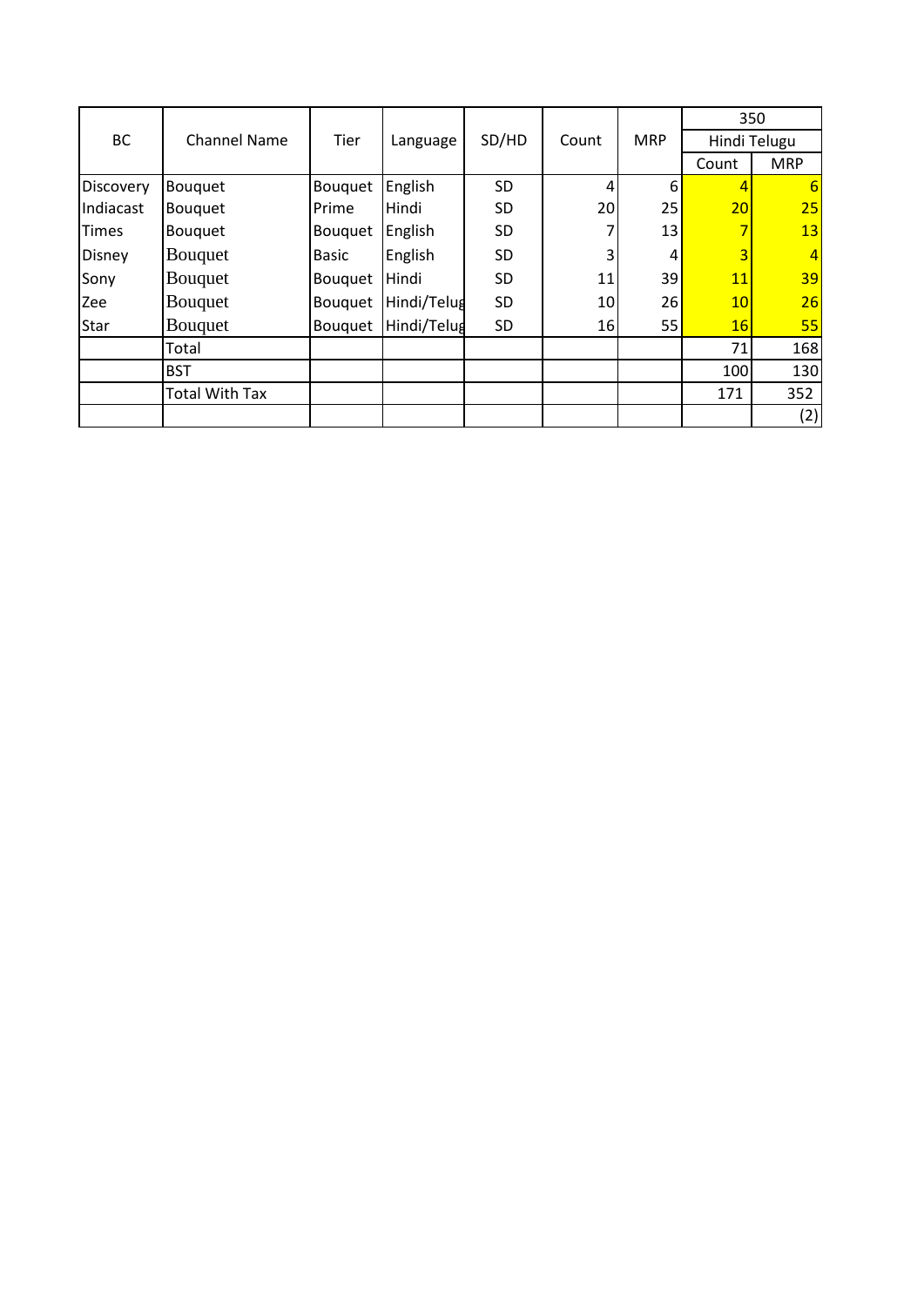| BC | Channel Name | Tier | Language | SD/HD | Count | MRP | 350 | |
|---|---|---|---|---|---|---|---|---|
| | | | | | | | Hindi Telugu | |
| | | | | | | | Count | MRP |
| Discovery | Bouquet | Bouquet | English | SD | 4 | 6 | 4 | 6 |
| Indiacast | Bouquet | Prime | Hindi | SD | 20 | 25 | 20 | 25 |
| Times | Bouquet | Bouquet | English | SD | 7 | 13 | 7 | 13 |
| Disney | Bouquet | Basic | English | SD | 3 | 4 | 3 | 4 |
| Sony | Bouquet | Bouquet | Hindi | SD | 11 | 39 | 11 | 39 |
| Zee | Bouquet | Bouquet | Hindi/Telug | SD | 10 | 26 | 10 | 26 |
| Star | Bouquet | Bouquet | Hindi/Telug | SD | 16 | 55 | 16 | 55 |
| | Total | | | | | | 71 | 168 |
| | BST | | | | | | 100 | 130 |
| | Total With Tax | | | | | | 171 | 352 |
| | | | | | | | | (2) |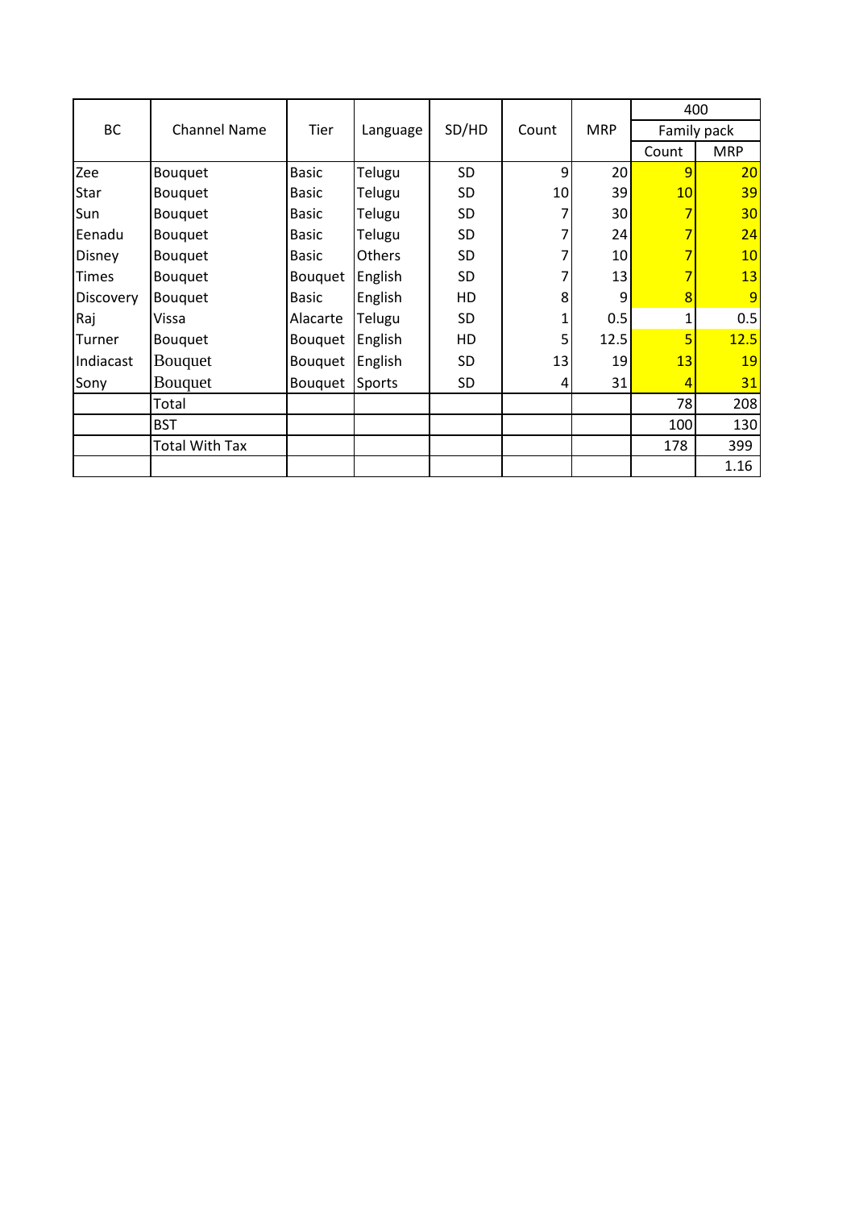| BC | Channel Name | Tier | Language | SD/HD | Count | MRP | 400 | |
|---|---|---|---|---|---|---|---|---|
| | | | | | | | Family pack | |
| | | | | | | | Count | MRP |
| Zee | Bouquet | Basic | Telugu | SD | 9 | 20 | 9 | 20 |
| Star | Bouquet | Basic | Telugu | SD | 10 | 39 | 10 | 39 |
| Sun | Bouquet | Basic | Telugu | SD | 7 | 30 | 7 | 30 |
| Eenadu | Bouquet | Basic | Telugu | SD | 7 | 24 | 7 | 24 |
| Disney | Bouquet | Basic | Others | SD | 7 | 10 | 7 | 10 |
| Times | Bouquet | Bouquet | English | SD | 7 | 13 | 7 | 13 |
| Discovery | Bouquet | Basic | English | HD | 8 | 9 | 8 | 9 |
| Raj | Vissa | Alacarte | Telugu | SD | 1 | 0.5 | 1 | 0.5 |
| Turner | Bouquet | Bouquet | English | HD | 5 | 12.5 | 5 | 12.5 |
| Indiacast | Bouquet | Bouquet | English | SD | 13 | 19 | 13 | 19 |
| Sony | Bouquet | Bouquet | Sports | SD | 4 | 31 | 4 | 31 |
| | Total | | | | | | 78 | 208 |
| | BST | | | | | | 100 | 130 |
| | Total With Tax | | | | | | 178 | 399 |
| | | | | | | | | 1.16 |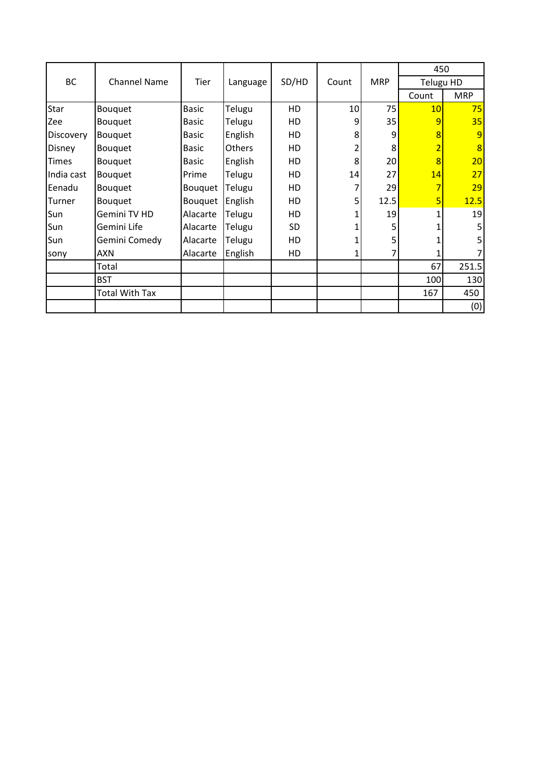| BC | Channel Name | Tier | Language | SD/HD | Count | MRP | 450 | |
|---|---|---|---|---|---|---|---|---|
| | | | | | | | Telugu HD | |
| | | | | | | | Count | MRP |
| Star | Bouquet | Basic | Telugu | HD | 10 | 75 | 10 | 75 |
| Zee | Bouquet | Basic | Telugu | HD | 9 | 35 | 9 | 35 |
| Discovery | Bouquet | Basic | English | HD | 8 | 9 | 8 | 9 |
| Disney | Bouquet | Basic | Others | HD | 2 | 8 | 2 | 8 |
| Times | Bouquet | Basic | English | HD | 8 | 20 | 8 | 20 |
| India cast | Bouquet | Prime | Telugu | HD | 14 | 27 | 14 | 27 |
| Eenadu | Bouquet | Bouquet | Telugu | HD | 7 | 29 | 7 | 29 |
| Turner | Bouquet | Bouquet | English | HD | 5 | 12.5 | 5 | 12.5 |
| Sun | Gemini TV HD | Alacarte | Telugu | HD | 1 | 19 | 1 | 19 |
| Sun | Gemini Life | Alacarte | Telugu | SD | 1 | 5 | 1 | 5 |
| Sun | Gemini Comedy | Alacarte | Telugu | HD | 1 | 5 | 1 | 5 |
| sony | AXN | Alacarte | English | HD | 1 | 7 | 1 | 7 |
| | Total | | | | | | 67 | 251.5 |
| | BST | | | | | | 100 | 130 |
| | Total With Tax | | | | | | 167 | 450 |
| | | | | | | | | (0) |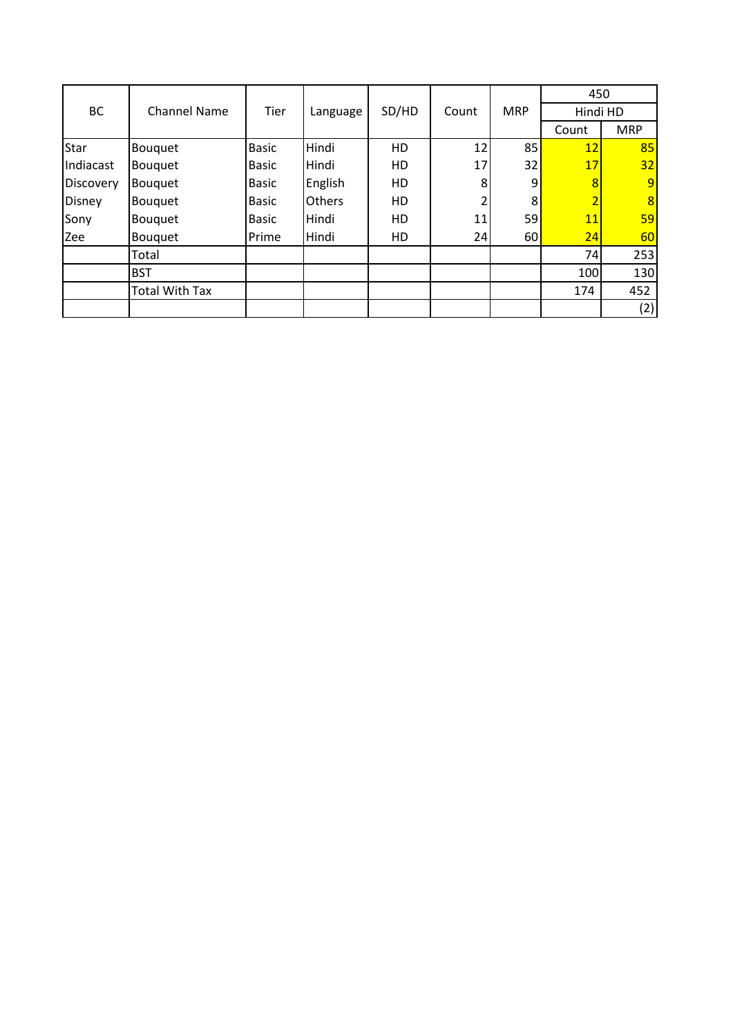| BC | Channel Name | Tier | Language | SD/HD | Count | MRP | 450 | |
|---|---|---|---|---|---|---|---|---|
| | | | | | | | Hindi HD | |
| | | | | | | | Count | MRP |
| Star | Bouquet | Basic | Hindi | HD | 12 | 85 | 12 | 85 |
| Indiacast | Bouquet | Basic | Hindi | HD | 17 | 32 | 17 | 32 |
| Discovery | Bouquet | Basic | English | HD | 8 | 9 | 8 | 9 |
| Disney | Bouquet | Basic | Others | HD | 2 | 8 | 2 | 8 |
| Sony | Bouquet | Basic | Hindi | HD | 11 | 59 | 11 | 59 |
| Zee | Bouquet | Prime | Hindi | HD | 24 | 60 | 24 | 60 |
| | Total | | | | | | 74 | 253 |
| | BST | | | | | | 100 | 130 |
| | Total With Tax | | | | | | 174 | 452 |
| | | | | | | | | (2) |